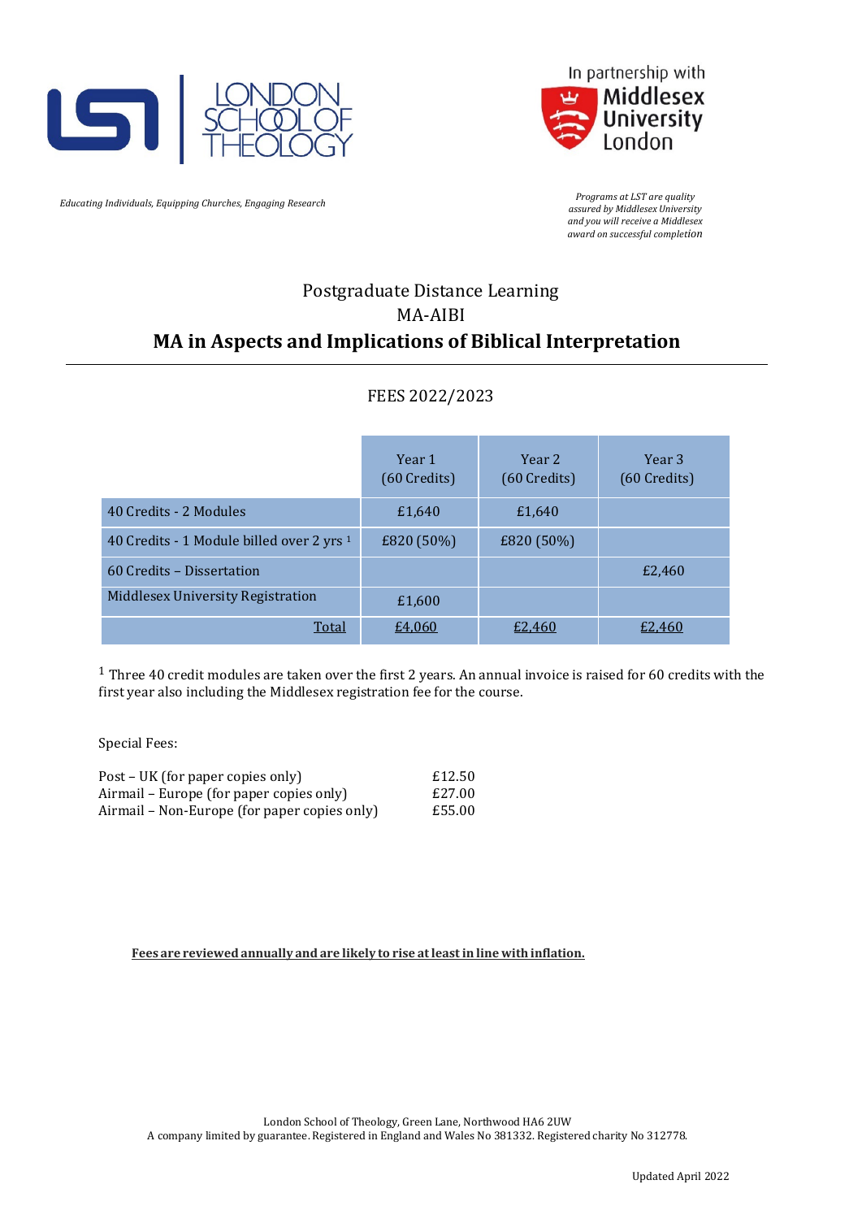LONDON SCHOOL OF THEOLOGY

In partnership with Middlesex University London

*Educating Individuals, Equipping Churches, Engaging Research*

*Programs at LST are quality assured by Middlesex University and you will receive a Middlesex award on successful completion*

## Postgraduate Distance Learning
## MA-AIBI
# MA in Aspects and Implications of Biblical Interpretation

---

### FEES 2022/2023

| | Year 1 (60 Credits) | Year 2 (60 Credits) | Year 3 (60 Credits) |
|---|---|---|---|
| 40 Credits - 2 Modules | £1,640 | £1,640 | |
| 40 Credits - 1 Module billed over 2 yrs [1] | £820 (50%) | £820 (50%) | |
| 60 Credits – Dissertation | | | £2,460 |
| Middlesex University Registration | £1,600 | | |
| Total | £4,060 | £2,460 | £2,460 |

[1] Three 40 credit modules are taken over the first 2 years. An annual invoice is raised for 60 credits with the first year also including the Middlesex registration fee for the course.

Special Fees:

| | |
|---|---|
| Post – UK (for paper copies only) | £12.50 |
| Airmail – Europe (for paper copies only) | £27.00 |
| Airmail – Non-Europe (for paper copies only) | £55.00 |

**Fees are reviewed annually and are likely to rise at least in line with inflation.**

London School of Theology, Green Lane, Northwood HA6 2UW
A company limited by guarantee. Registered in England and Wales No 381332. Registered charity No 312778.

Updated April 2022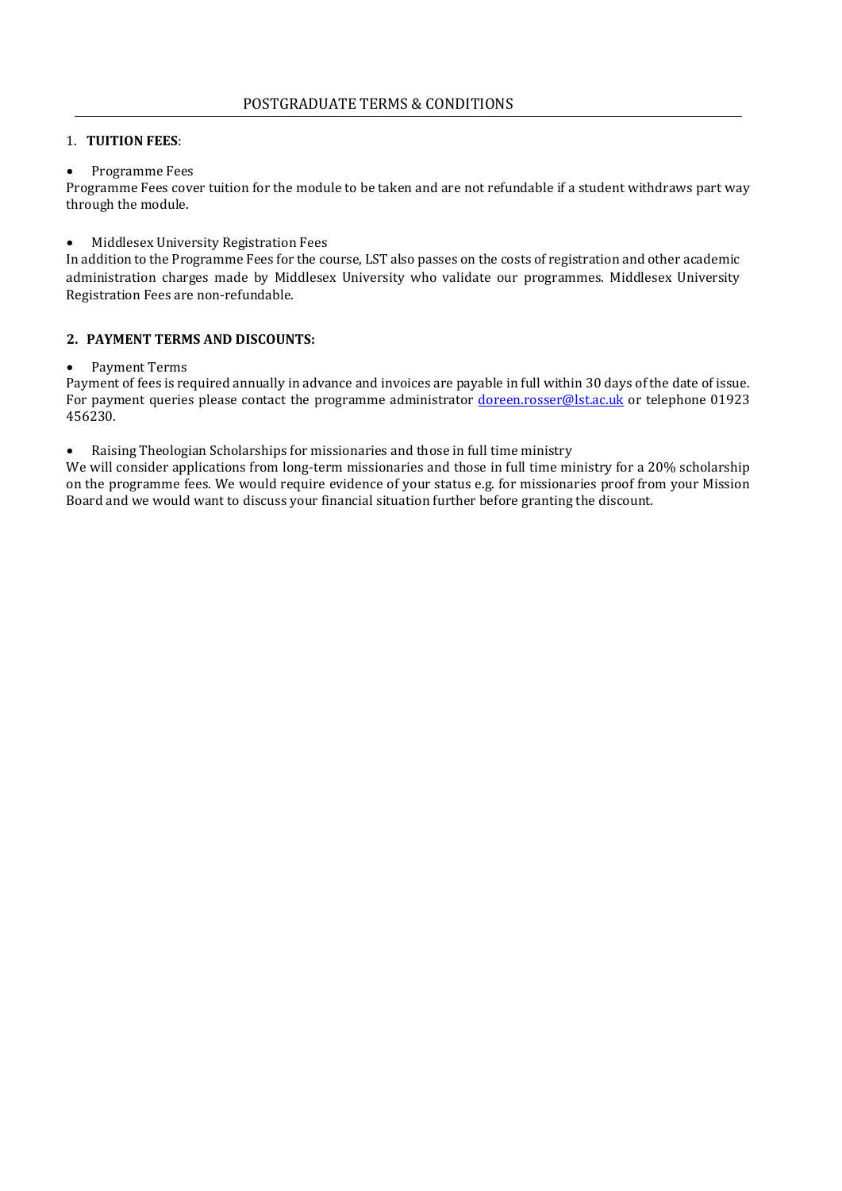# POSTGRADUATE TERMS & CONDITIONS

## 1. **TUITION FEES**:

- Programme Fees

Programme Fees cover tuition for the module to be taken and are not refundable if a student withdraws part way through the module.

- Middlesex University Registration Fees

In addition to the Programme Fees for the course, LST also passes on the costs of registration and other academic administration charges made by Middlesex University who validate our programmes. Middlesex University Registration Fees are non-refundable.

## 2. **PAYMENT TERMS AND DISCOUNTS:**

- Payment Terms

Payment of fees is required annually in advance and invoices are payable in full within 30 days of the date of issue. For payment queries please contact the programme administrator doreen.rosser@lst.ac.uk or telephone 01923 456230.

- Raising Theologian Scholarships for missionaries and those in full time ministry

We will consider applications from long-term missionaries and those in full time ministry for a 20% scholarship on the programme fees. We would require evidence of your status e.g. for missionaries proof from your Mission Board and we would want to discuss your financial situation further before granting the discount.